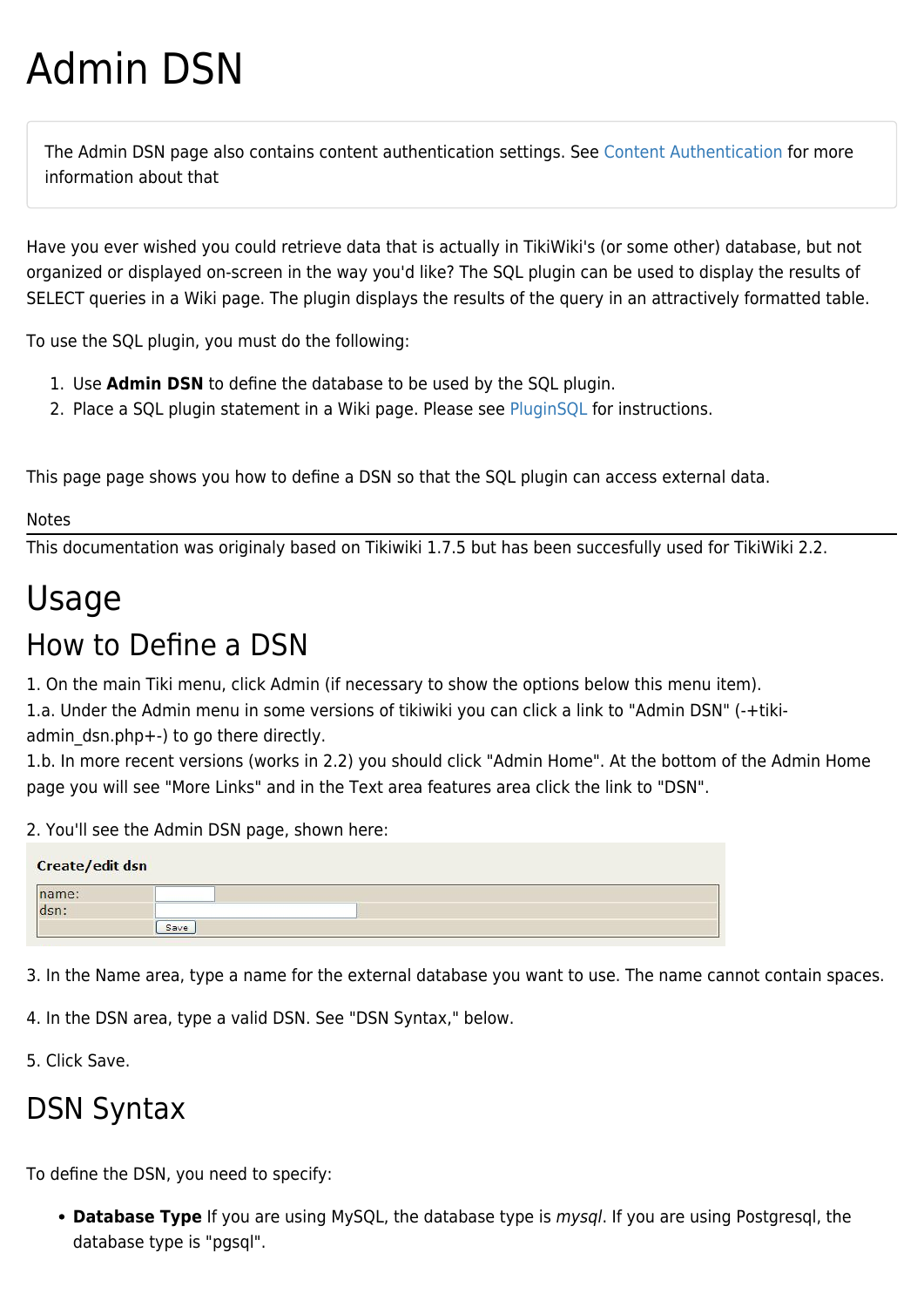# Admin DSN

> The Admin DSN page also contains content authentication settings. See Content Authentication for more information about that

Have you ever wished you could retrieve data that is actually in TikiWiki's (or some other) database, but not organized or displayed on-screen in the way you'd like? The SQL plugin can be used to display the results of SELECT queries in a Wiki page. The plugin displays the results of the query in an attractively formatted table.

To use the SQL plugin, you must do the following:

1. Use **Admin DSN** to define the database to be used by the SQL plugin.
2. Place a SQL plugin statement in a Wiki page. Please see PluginSQL for instructions.

This page page shows you how to define a DSN so that the SQL plugin can access external data.

Notes

This documentation was originaly based on Tikiwiki 1.7.5 but has been succesfully used for TikiWiki 2.2.

# Usage

## How to Define a DSN

1. On the main Tiki menu, click Admin (if necessary to show the options below this menu item).
1.a. Under the Admin menu in some versions of tikiwiki you can click a link to "Admin DSN" (-+tiki-admin_dsn.php+-) to go there directly.
1.b. In more recent versions (works in 2.2) you should click "Admin Home". At the bottom of the Admin Home page you will see "More Links" and in the Text area features area click the link to "DSN".

2. You'll see the Admin DSN page, shown here:

**Create/edit dsn**

| name: | |
|---|---|
| dsn: | |
| | Save |

3. In the Name area, type a name for the external database you want to use. The name cannot contain spaces.

4. In the DSN area, type a valid DSN. See "DSN Syntax," below.

5. Click Save.

## DSN Syntax

To define the DSN, you need to specify:

- **Database Type** If you are using MySQL, the database type is *mysql*. If you are using Postgresql, the database type is "pgsql".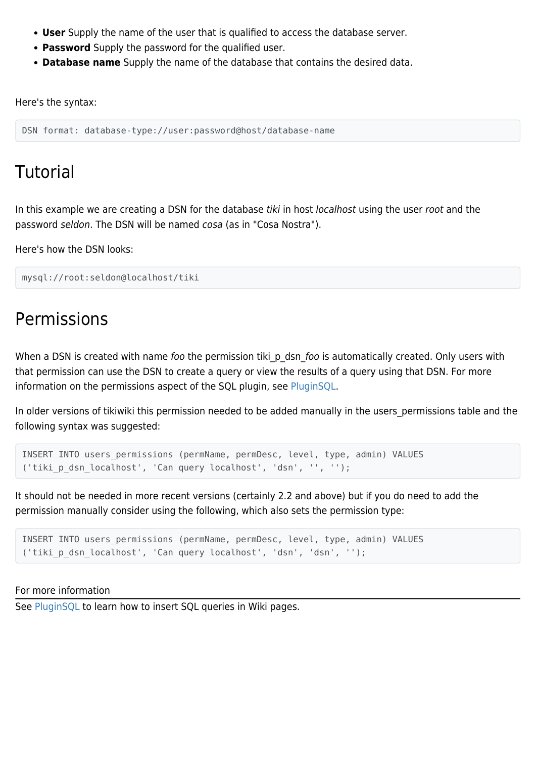- **User** Supply the name of the user that is qualified to access the database server.
- **Password** Supply the password for the qualified user.
- **Database name** Supply the name of the database that contains the desired data.

Here's the syntax:

```
DSN format: database-type://user:password@host/database-name
```

## Tutorial

In this example we are creating a DSN for the database *tiki* in host *localhost* using the user *root* and the password *seldon*. The DSN will be named *cosa* (as in "Cosa Nostra").

Here's how the DSN looks:

```
mysql://root:seldon@localhost/tiki
```

## Permissions

When a DSN is created with name *foo* the permission tiki_p_dsn_*foo* is automatically created. Only users with that permission can use the DSN to create a query or view the results of a query using that DSN. For more information on the permissions aspect of the SQL plugin, see PluginSQL.

In older versions of tikiwiki this permission needed to be added manually in the users_permissions table and the following syntax was suggested:

```
INSERT INTO users_permissions (permName, permDesc, level, type, admin) VALUES
('tiki_p_dsn_localhost', 'Can query localhost', 'dsn', '', '');
```

It should not be needed in more recent versions (certainly 2.2 and above) but if you do need to add the permission manually consider using the following, which also sets the permission type:

```
INSERT INTO users_permissions (permName, permDesc, level, type, admin) VALUES
('tiki_p_dsn_localhost', 'Can query localhost', 'dsn', 'dsn', '');
```

For more information

See PluginSQL to learn how to insert SQL queries in Wiki pages.